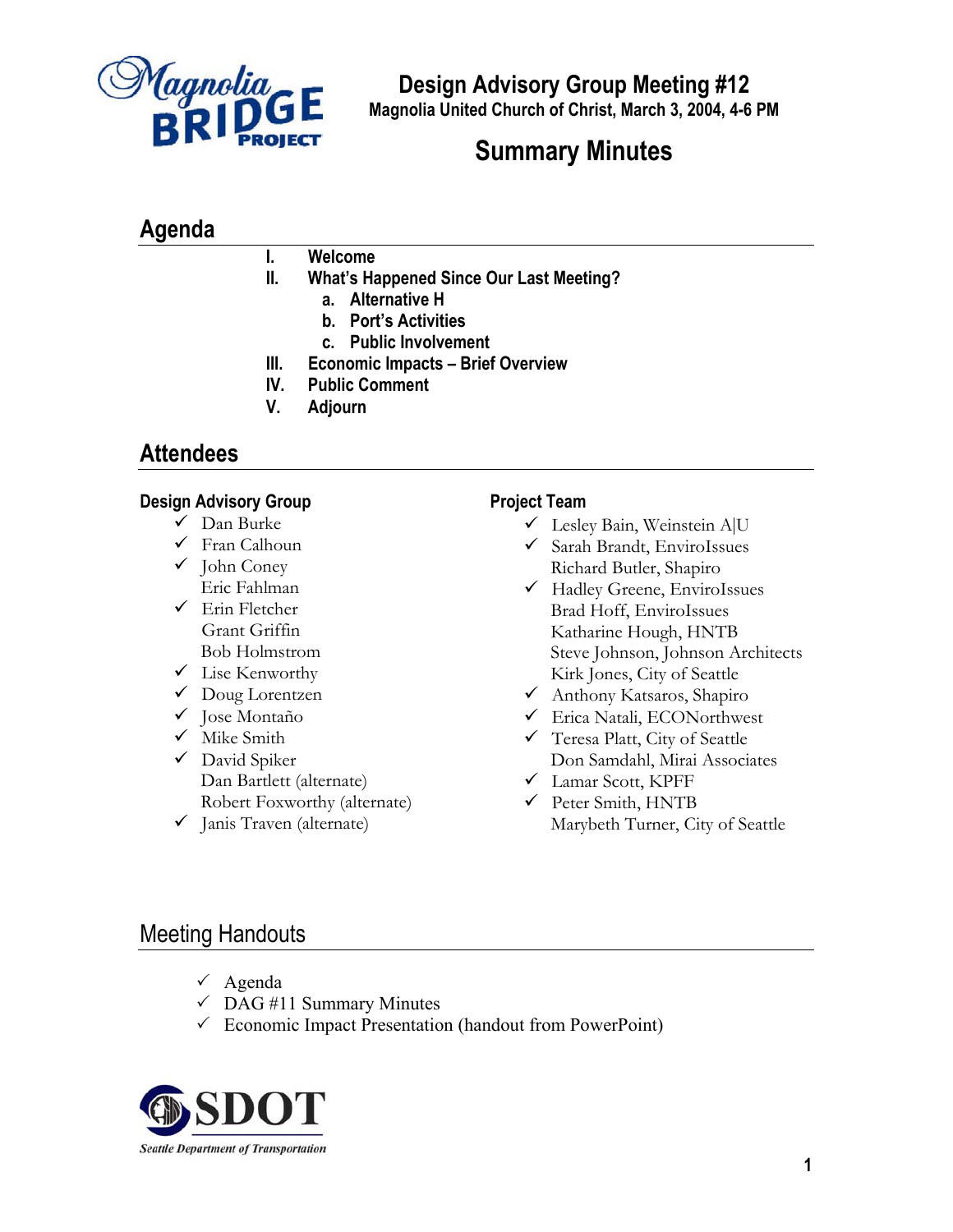# Design Advisory Group Meeting #12

**Magnolia United Church of Christ, March 3, 2004, 4-6 PM**

# Summary Minutes

## Agenda

- **I. Welcome**
- **II. What's Happened Since Our Last Meeting?**
  - **a. Alternative H**
  - **b. Port's Activities**
  - **c. Public Involvement**
- **III. Economic Impacts – Brief Overview**
- **IV. Public Comment**
- **V. Adjourn**

## Attendees

### Design Advisory Group

- ✓ Dan Burke
- ✓ Fran Calhoun
- ✓ John Coney
- Eric Fahlman
- ✓ Erin Fletcher
- Grant Griffin
- Bob Holmstrom
- ✓ Lise Kenworthy
- ✓ Doug Lorentzen
- ✓ Jose Montaño
- ✓ Mike Smith
- ✓ David Spiker
- Dan Bartlett (alternate)
- Robert Foxworthy (alternate)
- ✓ Janis Traven (alternate)

### Project Team

- ✓ Lesley Bain, Weinstein A|U
- ✓ Sarah Brandt, EnviroIssues
- Richard Butler, Shapiro
- ✓ Hadley Greene, EnviroIssues
- Brad Hoff, EnviroIssues
- Katharine Hough, HNTB
- Steve Johnson, Johnson Architects
- Kirk Jones, City of Seattle
- ✓ Anthony Katsaros, Shapiro
- ✓ Erica Natali, ECONorthwest
- ✓ Teresa Platt, City of Seattle
- Don Samdahl, Mirai Associates
- ✓ Lamar Scott, KPFF
- ✓ Peter Smith, HNTB
- Marybeth Turner, City of Seattle

## Meeting Handouts

- ✓ Agenda
- ✓ DAG #11 Summary Minutes
- ✓ Economic Impact Presentation (handout from PowerPoint)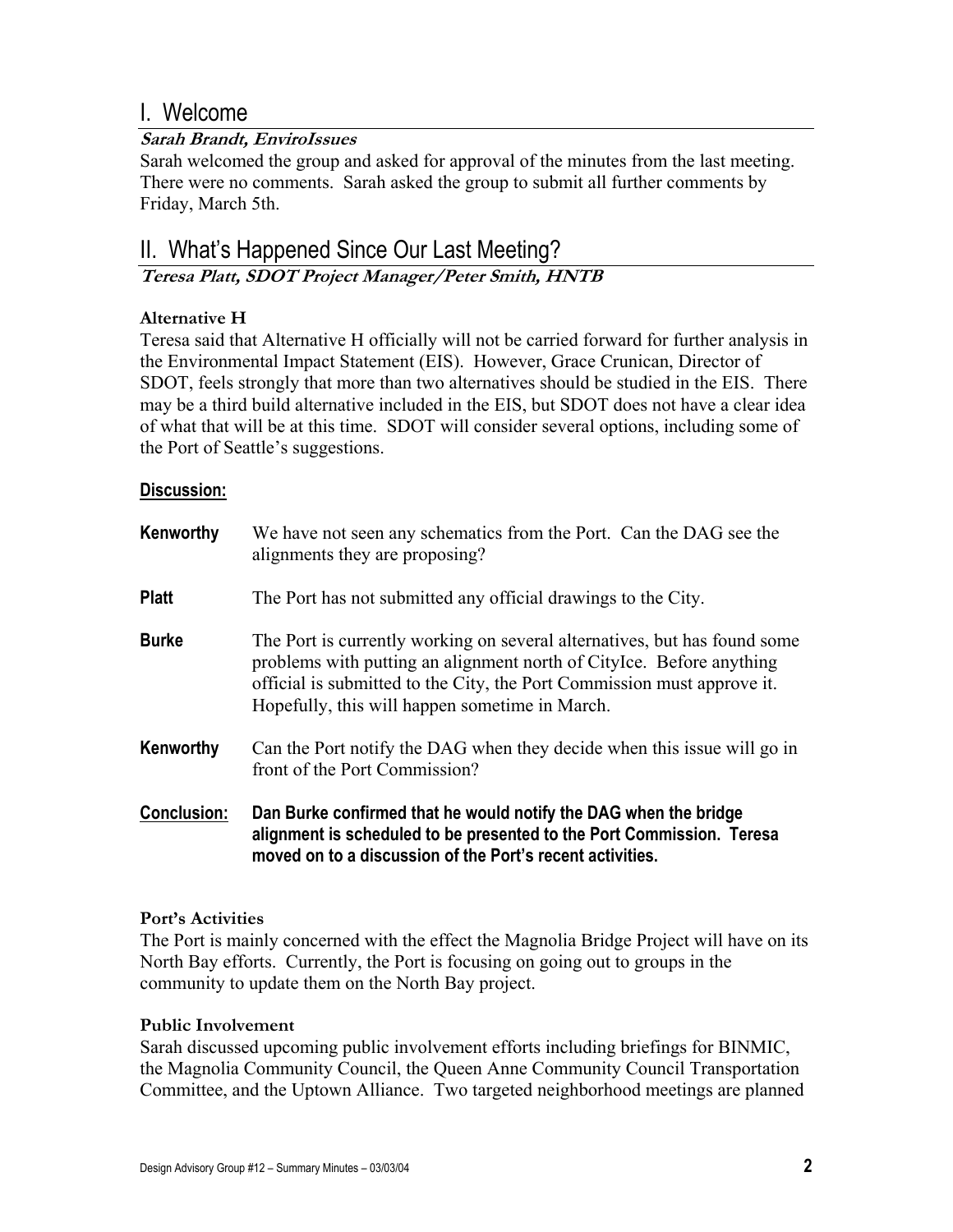# I. Welcome

***Sarah Brandt, EnviroIssues***

Sarah welcomed the group and asked for approval of the minutes from the last meeting. There were no comments. Sarah asked the group to submit all further comments by Friday, March 5th.

# II. What's Happened Since Our Last Meeting?

***Teresa Platt, SDOT Project Manager/Peter Smith, HNTB***

**Alternative H**

Teresa said that Alternative H officially will not be carried forward for further analysis in the Environmental Impact Statement (EIS). However, Grace Crunican, Director of SDOT, feels strongly that more than two alternatives should be studied in the EIS. There may be a third build alternative included in the EIS, but SDOT does not have a clear idea of what that will be at this time. SDOT will consider several options, including some of the Port of Seattle's suggestions.

**Discussion:**

**Kenworthy** We have not seen any schematics from the Port. Can the DAG see the alignments they are proposing?

**Platt** The Port has not submitted any official drawings to the City.

**Burke** The Port is currently working on several alternatives, but has found some problems with putting an alignment north of CityIce. Before anything official is submitted to the City, the Port Commission must approve it. Hopefully, this will happen sometime in March.

**Kenworthy** Can the Port notify the DAG when they decide when this issue will go in front of the Port Commission?

**Conclusion:** **Dan Burke confirmed that he would notify the DAG when the bridge alignment is scheduled to be presented to the Port Commission. Teresa moved on to a discussion of the Port's recent activities.**

**Port's Activities**

The Port is mainly concerned with the effect the Magnolia Bridge Project will have on its North Bay efforts. Currently, the Port is focusing on going out to groups in the community to update them on the North Bay project.

**Public Involvement**

Sarah discussed upcoming public involvement efforts including briefings for BINMIC, the Magnolia Community Council, the Queen Anne Community Council Transportation Committee, and the Uptown Alliance. Two targeted neighborhood meetings are planned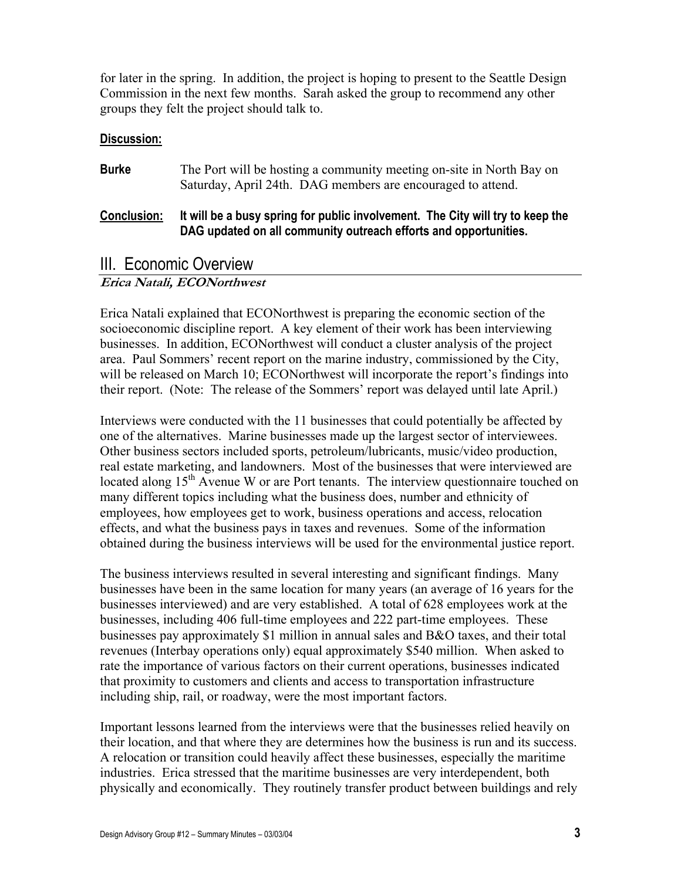for later in the spring. In addition, the project is hoping to present to the Seattle Design Commission in the next few months. Sarah asked the group to recommend any other groups they felt the project should talk to.

**Discussion:**

**Burke** The Port will be hosting a community meeting on-site in North Bay on Saturday, April 24th. DAG members are encouraged to attend.

**Conclusion:** **It will be a busy spring for public involvement. The City will try to keep the DAG updated on all community outreach efforts and opportunities.**

## III. Economic Overview

***Erica Natali, ECONorthwest***

Erica Natali explained that ECONorthwest is preparing the economic section of the socioeconomic discipline report. A key element of their work has been interviewing businesses. In addition, ECONorthwest will conduct a cluster analysis of the project area. Paul Sommers' recent report on the marine industry, commissioned by the City, will be released on March 10; ECONorthwest will incorporate the report's findings into their report. (Note: The release of the Sommers' report was delayed until late April.)

Interviews were conducted with the 11 businesses that could potentially be affected by one of the alternatives. Marine businesses made up the largest sector of interviewees. Other business sectors included sports, petroleum/lubricants, music/video production, real estate marketing, and landowners. Most of the businesses that were interviewed are located along 15th Avenue W or are Port tenants. The interview questionnaire touched on many different topics including what the business does, number and ethnicity of employees, how employees get to work, business operations and access, relocation effects, and what the business pays in taxes and revenues. Some of the information obtained during the business interviews will be used for the environmental justice report.

The business interviews resulted in several interesting and significant findings. Many businesses have been in the same location for many years (an average of 16 years for the businesses interviewed) and are very established. A total of 628 employees work at the businesses, including 406 full-time employees and 222 part-time employees. These businesses pay approximately $1 million in annual sales and B&O taxes, and their total revenues (Interbay operations only) equal approximately $540 million. When asked to rate the importance of various factors on their current operations, businesses indicated that proximity to customers and clients and access to transportation infrastructure including ship, rail, or roadway, were the most important factors.

Important lessons learned from the interviews were that the businesses relied heavily on their location, and that where they are determines how the business is run and its success. A relocation or transition could heavily affect these businesses, especially the maritime industries. Erica stressed that the maritime businesses are very interdependent, both physically and economically. They routinely transfer product between buildings and rely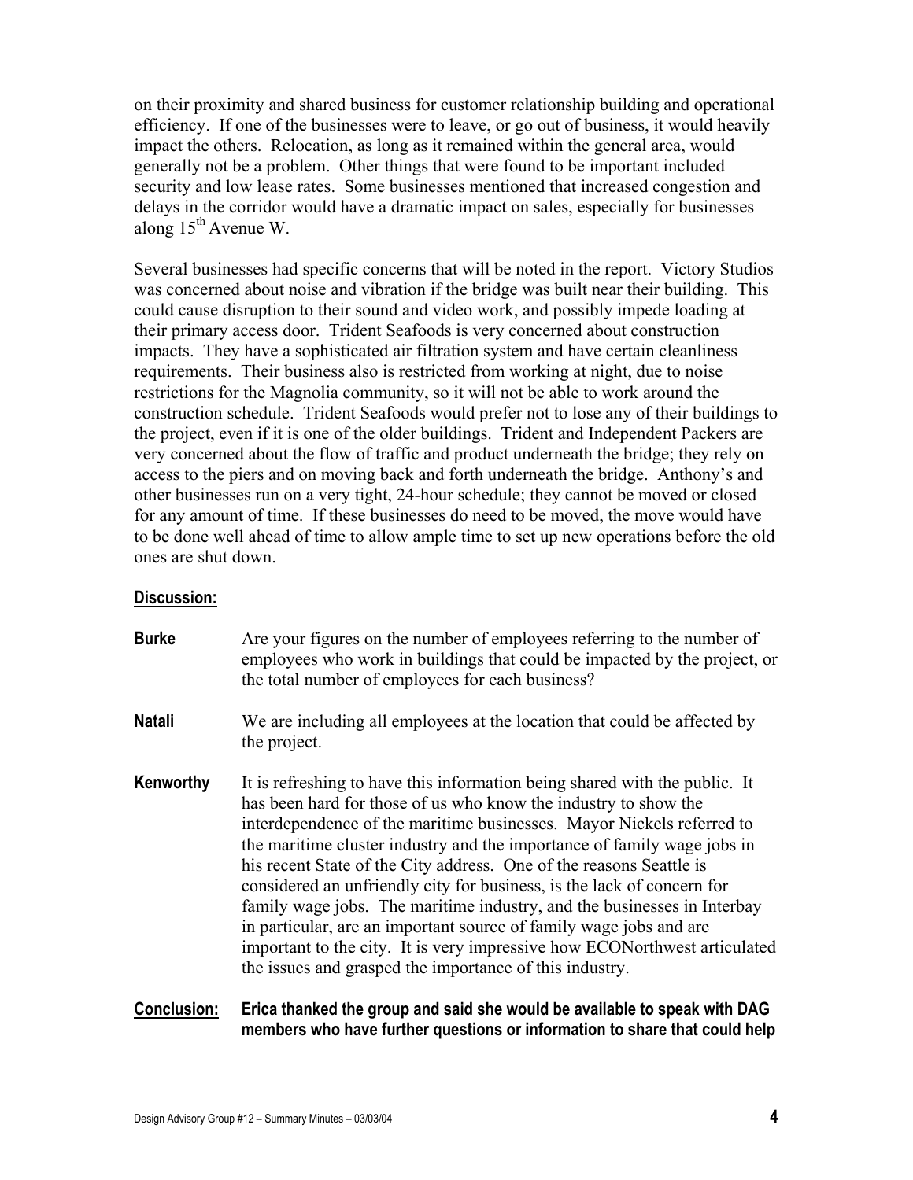on their proximity and shared business for customer relationship building and operational efficiency. If one of the businesses were to leave, or go out of business, it would heavily impact the others. Relocation, as long as it remained within the general area, would generally not be a problem. Other things that were found to be important included security and low lease rates. Some businesses mentioned that increased congestion and delays in the corridor would have a dramatic impact on sales, especially for businesses along 15th Avenue W.

Several businesses had specific concerns that will be noted in the report. Victory Studios was concerned about noise and vibration if the bridge was built near their building. This could cause disruption to their sound and video work, and possibly impede loading at their primary access door. Trident Seafoods is very concerned about construction impacts. They have a sophisticated air filtration system and have certain cleanliness requirements. Their business also is restricted from working at night, due to noise restrictions for the Magnolia community, so it will not be able to work around the construction schedule. Trident Seafoods would prefer not to lose any of their buildings to the project, even if it is one of the older buildings. Trident and Independent Packers are very concerned about the flow of traffic and product underneath the bridge; they rely on access to the piers and on moving back and forth underneath the bridge. Anthony's and other businesses run on a very tight, 24-hour schedule; they cannot be moved or closed for any amount of time. If these businesses do need to be moved, the move would have to be done well ahead of time to allow ample time to set up new operations before the old ones are shut down.

**Discussion:**

**Burke** Are your figures on the number of employees referring to the number of employees who work in buildings that could be impacted by the project, or the total number of employees for each business?

**Natali** We are including all employees at the location that could be affected by the project.

**Kenworthy** It is refreshing to have this information being shared with the public. It has been hard for those of us who know the industry to show the interdependence of the maritime businesses. Mayor Nickels referred to the maritime cluster industry and the importance of family wage jobs in his recent State of the City address. One of the reasons Seattle is considered an unfriendly city for business, is the lack of concern for family wage jobs. The maritime industry, and the businesses in Interbay in particular, are an important source of family wage jobs and are important to the city. It is very impressive how ECONorthwest articulated the issues and grasped the importance of this industry.

**Conclusion:** **Erica thanked the group and said she would be available to speak with DAG members who have further questions or information to share that could help**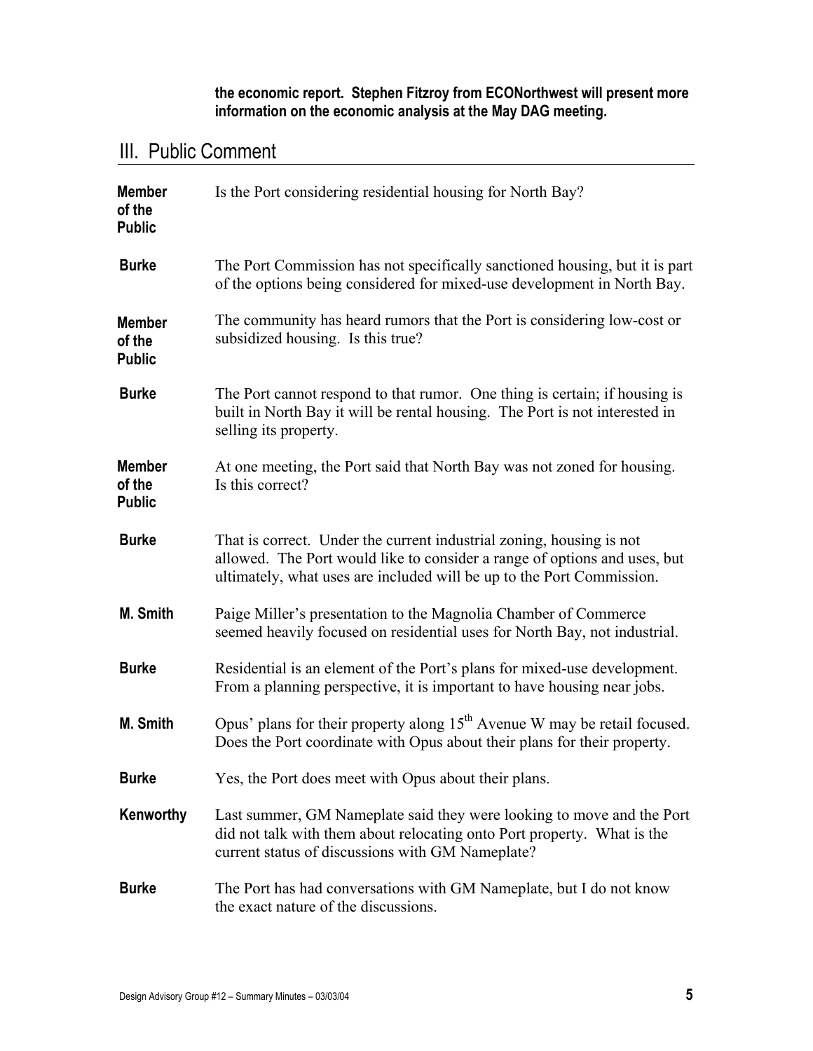**the economic report. Stephen Fitzroy from ECONorthwest will present more information on the economic analysis at the May DAG meeting.**

## III. Public Comment

| | |
|---|---|
| **Member of the Public** | Is the Port considering residential housing for North Bay? |
| **Burke** | The Port Commission has not specifically sanctioned housing, but it is part of the options being considered for mixed-use development in North Bay. |
| **Member of the Public** | The community has heard rumors that the Port is considering low-cost or subsidized housing. Is this true? |
| **Burke** | The Port cannot respond to that rumor. One thing is certain; if housing is built in North Bay it will be rental housing. The Port is not interested in selling its property. |
| **Member of the Public** | At one meeting, the Port said that North Bay was not zoned for housing. Is this correct? |
| **Burke** | That is correct. Under the current industrial zoning, housing is not allowed. The Port would like to consider a range of options and uses, but ultimately, what uses are included will be up to the Port Commission. |
| **M. Smith** | Paige Miller's presentation to the Magnolia Chamber of Commerce seemed heavily focused on residential uses for North Bay, not industrial. |
| **Burke** | Residential is an element of the Port's plans for mixed-use development. From a planning perspective, it is important to have housing near jobs. |
| **M. Smith** | Opus' plans for their property along 15th Avenue W may be retail focused. Does the Port coordinate with Opus about their plans for their property. |
| **Burke** | Yes, the Port does meet with Opus about their plans. |
| **Kenworthy** | Last summer, GM Nameplate said they were looking to move and the Port did not talk with them about relocating onto Port property. What is the current status of discussions with GM Nameplate? |
| **Burke** | The Port has had conversations with GM Nameplate, but I do not know the exact nature of the discussions. |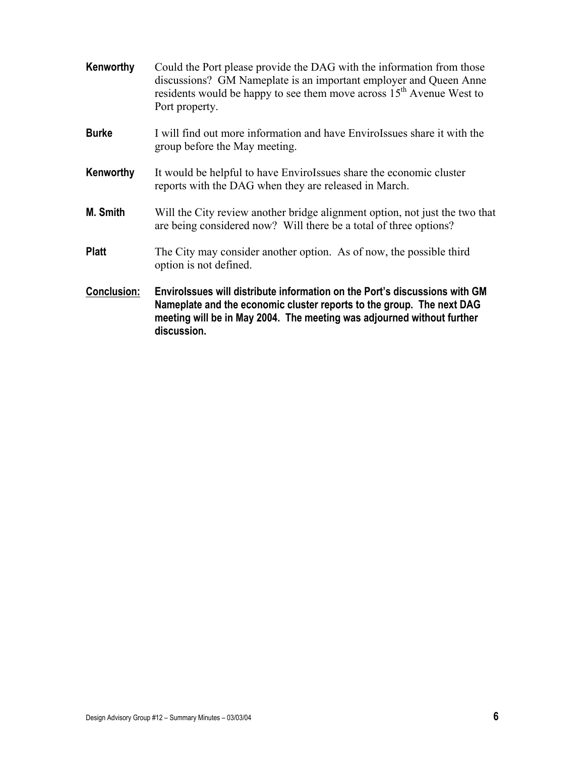**Kenworthy** Could the Port please provide the DAG with the information from those discussions? GM Nameplate is an important employer and Queen Anne residents would be happy to see them move across 15th Avenue West to Port property.

**Burke** I will find out more information and have EnviroIssues share it with the group before the May meeting.

**Kenworthy** It would be helpful to have EnviroIssues share the economic cluster reports with the DAG when they are released in March.

**M. Smith** Will the City review another bridge alignment option, not just the two that are being considered now? Will there be a total of three options?

**Platt** The City may consider another option. As of now, the possible third option is not defined.

**Conclusion:** **EnviroIssues will distribute information on the Port's discussions with GM Nameplate and the economic cluster reports to the group. The next DAG meeting will be in May 2004. The meeting was adjourned without further discussion.**